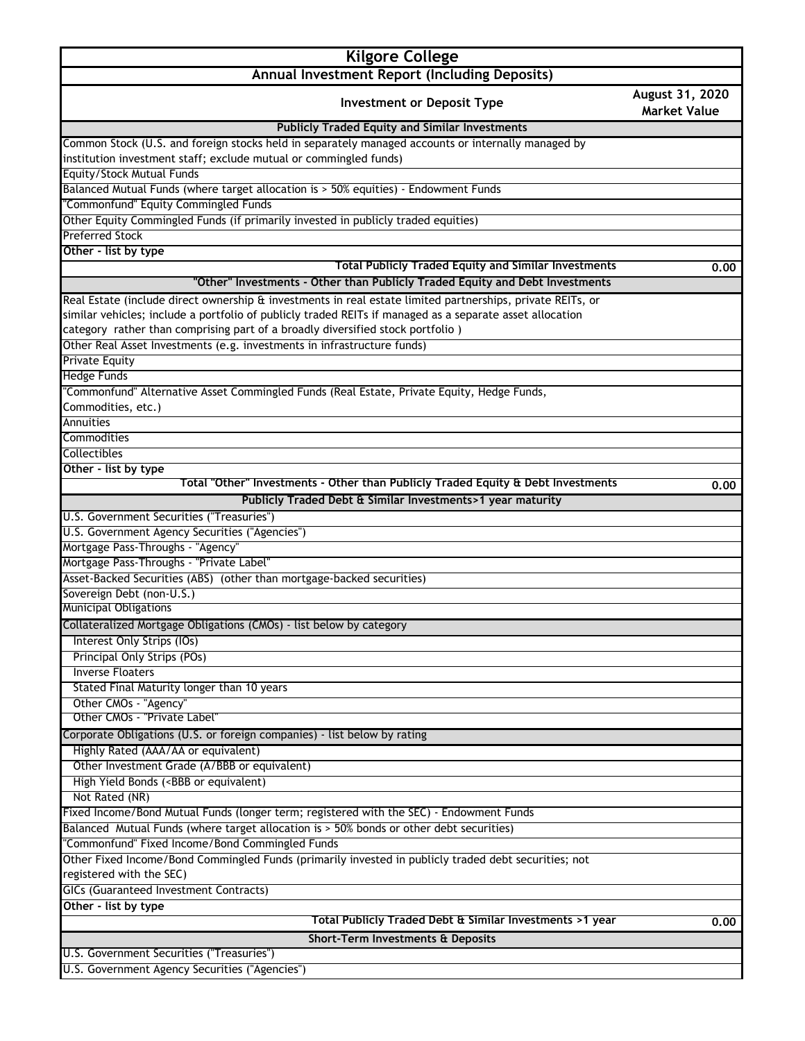# Kilgore College

## Annual Investment Report (Including Deposits)

| Investment or Deposit Type | August 31, 2020 Market Value |
|---|---|
| **Publicly Traded Equity and Similar Investments** | |
| Common Stock (U.S. and foreign stocks held in separately managed accounts or internally managed by institution investment staff; exclude mutual or commingled funds) | |
| Equity/Stock Mutual Funds | |
| Balanced Mutual Funds (where target allocation is > 50% equities) - Endowment Funds | |
| "Commonfund" Equity Commingled Funds | |
| Other Equity Commingled Funds (if primarily invested in publicly traded equities) | |
| Preferred Stock | |
| **Other - list by type** | |
| **Total Publicly Traded Equity and Similar Investments** | **0.00** |
| **"Other" Investments - Other than Publicly Traded Equity and Debt Investments** | |
| Real Estate (include direct ownership & investments in real estate limited partnerships, private REITs, or similar vehicles; include a portfolio of publicly traded REITs if managed as a separate asset allocation category rather than comprising part of a broadly diversified stock portfolio ) | |
| Other Real Asset Investments (e.g. investments in infrastructure funds) | |
| Private Equity | |
| Hedge Funds | |
| "Commonfund" Alternative Asset Commingled Funds (Real Estate, Private Equity, Hedge Funds, Commodities, etc.) | |
| Annuities | |
| Commodities | |
| Collectibles | |
| **Other - list by type** | |
| **Total "Other" Investments - Other than Publicly Traded Equity & Debt Investments** | **0.00** |
| **Publicly Traded Debt & Similar Investments>1 year maturity** | |
| U.S. Government Securities ("Treasuries") | |
| U.S. Government Agency Securities ("Agencies") | |
| Mortgage Pass-Throughs - "Agency" | |
| Mortgage Pass-Throughs - "Private Label" | |
| Asset-Backed Securities (ABS) (other than mortgage-backed securities) | |
| Sovereign Debt (non-U.S.) | |
| Municipal Obligations | |
| Collateralized Mortgage Obligations (CMOs) - list below by category | |
| Interest Only Strips (IOs) | |
| Principal Only Strips (POs) | |
| Inverse Floaters | |
| Stated Final Maturity longer than 10 years | |
| Other CMOs - "Agency" | |
| Other CMOs - "Private Label" | |
| Corporate Obligations (U.S. or foreign companies) - list below by rating | |
| Highly Rated (AAA/AA or equivalent) | |
| Other Investment Grade (A/BBB or equivalent) | |
| High Yield Bonds (<BBB or equivalent) | |
| Not Rated (NR) | |
| Fixed Income/Bond Mutual Funds (longer term; registered with the SEC) - Endowment Funds | |
| Balanced Mutual Funds (where target allocation is > 50% bonds or other debt securities) | |
| "Commonfund" Fixed Income/Bond Commingled Funds | |
| Other Fixed Income/Bond Commingled Funds (primarily invested in publicly traded debt securities; not registered with the SEC) | |
| GICs (Guaranteed Investment Contracts) | |
| **Other - list by type** | |
| **Total Publicly Traded Debt & Similar Investments >1 year** | **0.00** |
| **Short-Term Investments & Deposits** | |
| U.S. Government Securities ("Treasuries") | |
| U.S. Government Agency Securities ("Agencies") | |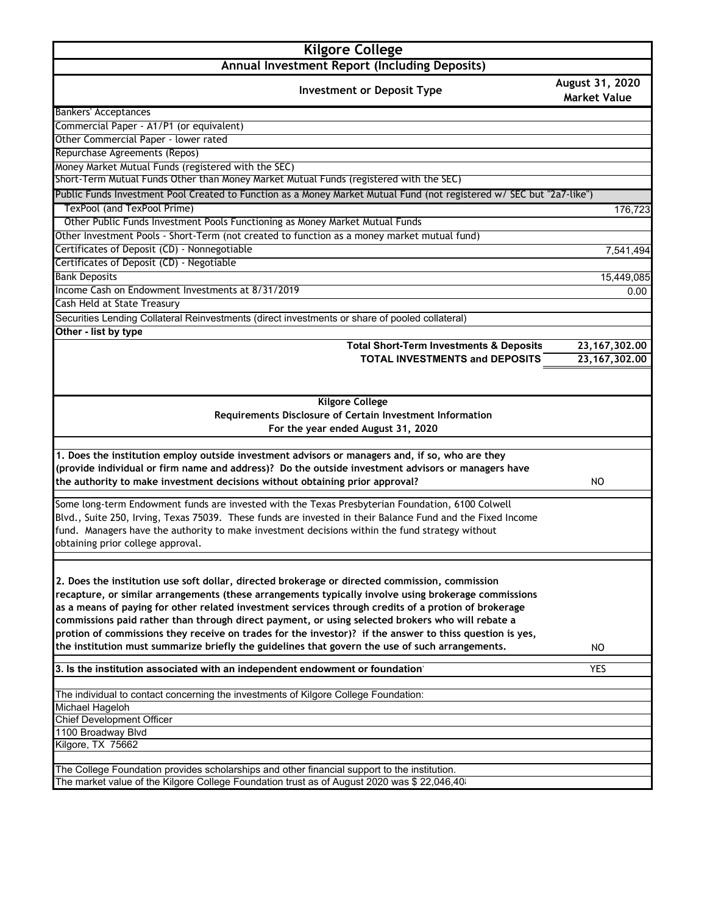# Kilgore College

## Annual Investment Report (Including Deposits)

| Investment or Deposit Type | August 31, 2020 Market Value |
|---|---|
| Bankers' Acceptances | |
| Commercial Paper - A1/P1 (or equivalent) | |
| Other Commercial Paper - lower rated | |
| Repurchase Agreements (Repos) | |
| Money Market Mutual Funds (registered with the SEC) | |
| Short-Term Mutual Funds Other than Money Market Mutual Funds (registered with the SEC) | |
| Public Funds Investment Pool Created to Function as a Money Market Mutual Fund (not registered w/ SEC but "2a7-like") | |
| TexPool (and TexPool Prime) | 176,723 |
| Other Public Funds Investment Pools Functioning as Money Market Mutual Funds | |
| Other Investment Pools - Short-Term (not created to function as a money market mutual fund) | |
| Certificates of Deposit (CD) - Nonnegotiable | 7,541,494 |
| Certificates of Deposit (CD) - Negotiable | |
| Bank Deposits | 15,449,085 |
| Income Cash on Endowment Investments at 8/31/2019 | 0.00 |
| Cash Held at State Treasury | |
| Securities Lending Collateral Reinvestments (direct investments or share of pooled collateral) | |
| **Other - list by type** | |
| **Total Short-Term Investments & Deposits** | **23,167,302.00** |
| **TOTAL INVESTMENTS and DEPOSITS** | **23,167,302.00** |

**Kilgore College**
**Requirements Disclosure of Certain Investment Information**
**For the year ended August 31, 2020**

**1. Does the institution employ outside investment advisors or managers and, if so, who are they (provide individual or firm name and address)? Do the outside investment advisors or managers have the authority to make investment decisions without obtaining prior approval?** NO

Some long-term Endowment funds are invested with the Texas Presbyterian Foundation, 6100 Colwell Blvd., Suite 250, Irving, Texas 75039. These funds are invested in their Balance Fund and the Fixed Income fund. Managers have the authority to make investment decisions within the fund strategy without obtaining prior college approval.

**2. Does the institution use soft dollar, directed brokerage or directed commission, commission recapture, or similar arrangements (these arrangements typically involve using brokerage commissions as a means of paying for other related investment services through credits of a protion of brokerage commissions paid rather than through direct payment, or using selected brokers who will rebate a protion of commissions they receive on trades for the investor)? if the answer to thiss question is yes, the institution must summarize briefly the guidelines that govern the use of such arrangements.** NO

**3. Is the institution associated with an independent endowment or foundation** YES

The individual to contact concerning the investments of Kilgore College Foundation:
Michael Hageloh
Chief Development Officer
1100 Broadway Blvd
Kilgore, TX 75662

The College Foundation provides scholarships and other financial support to the institution.
The market value of the Kilgore College Foundation trust as of August 2020 was $ 22,046,40